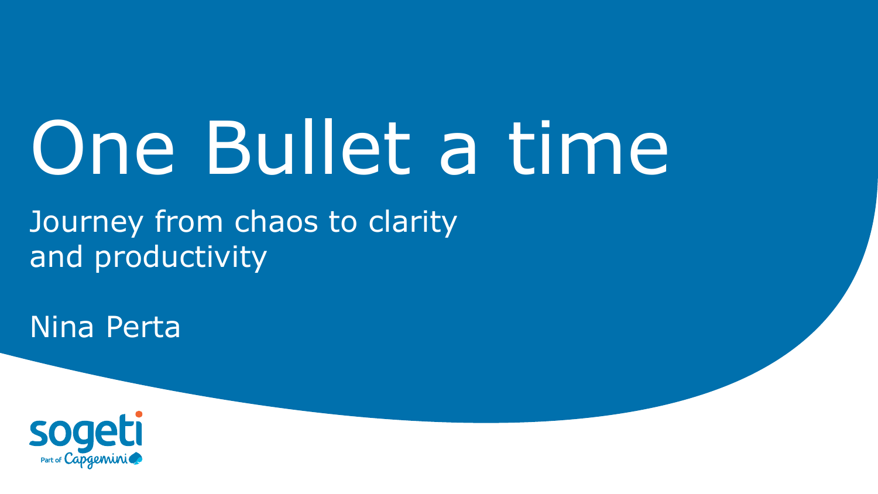# One Bullet a time

Journey from chaos to clarity
and productivity

Nina Perta

sogeti
Part of Capgemini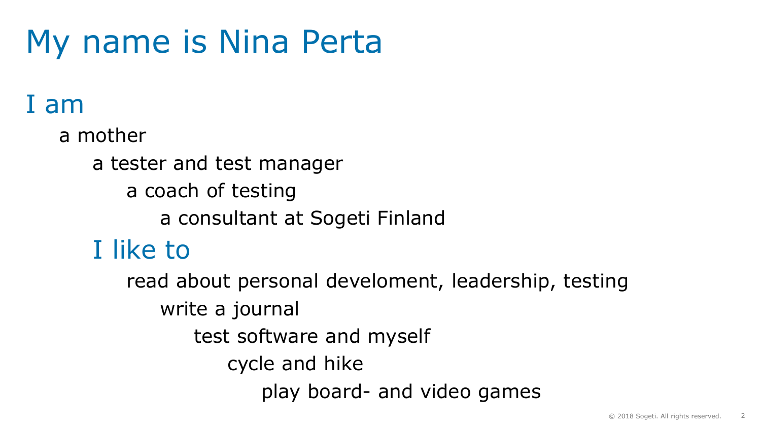# My name is Nina Perta

## I am

- a mother
- a tester and test manager
- a coach of testing
- a consultant at Sogeti Finland

## I like to

- read about personal develoment, leadership, testing
- write a journal
- test software and myself
- cycle and hike
- play board- and video games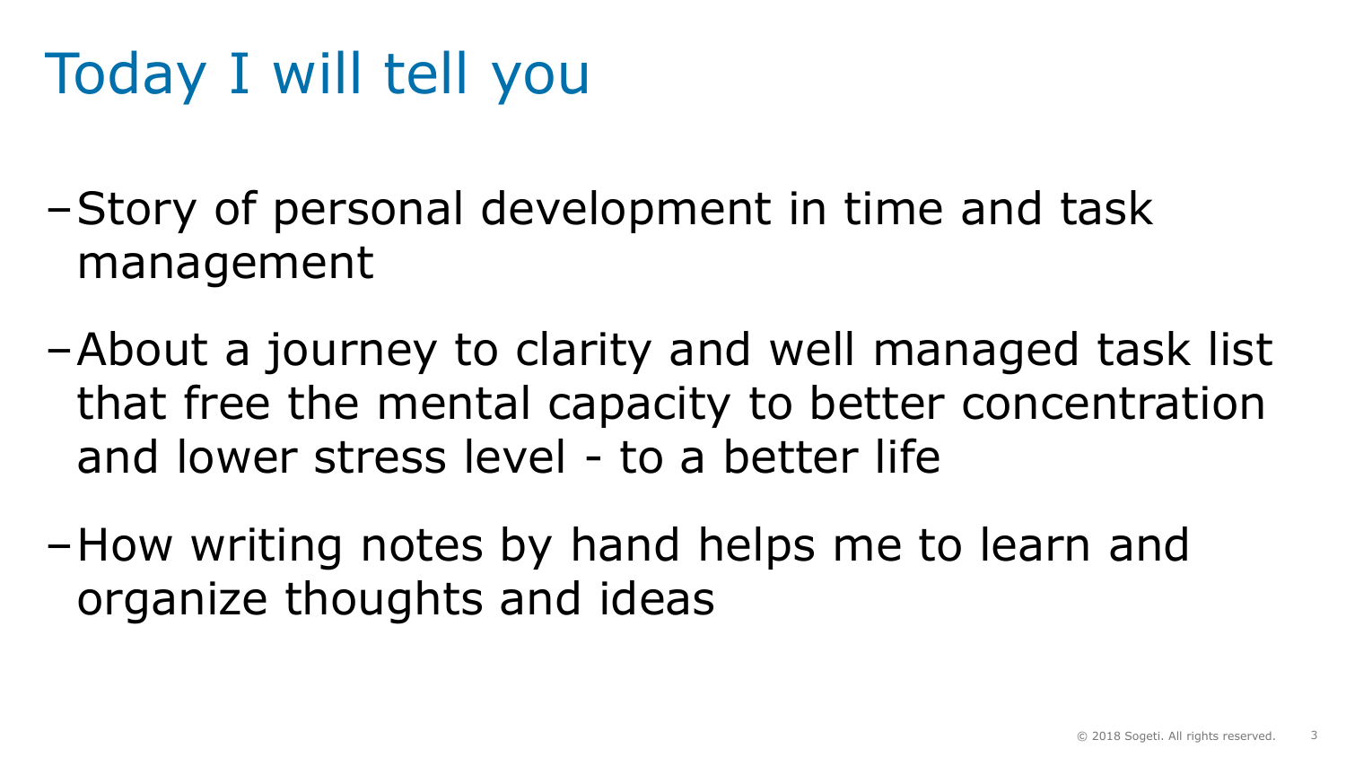# Today I will tell you

- Story of personal development in time and task management
- About a journey to clarity and well managed task list that free the mental capacity to better concentration and lower stress level - to a better life
- How writing notes by hand helps me to learn and organize thoughts and ideas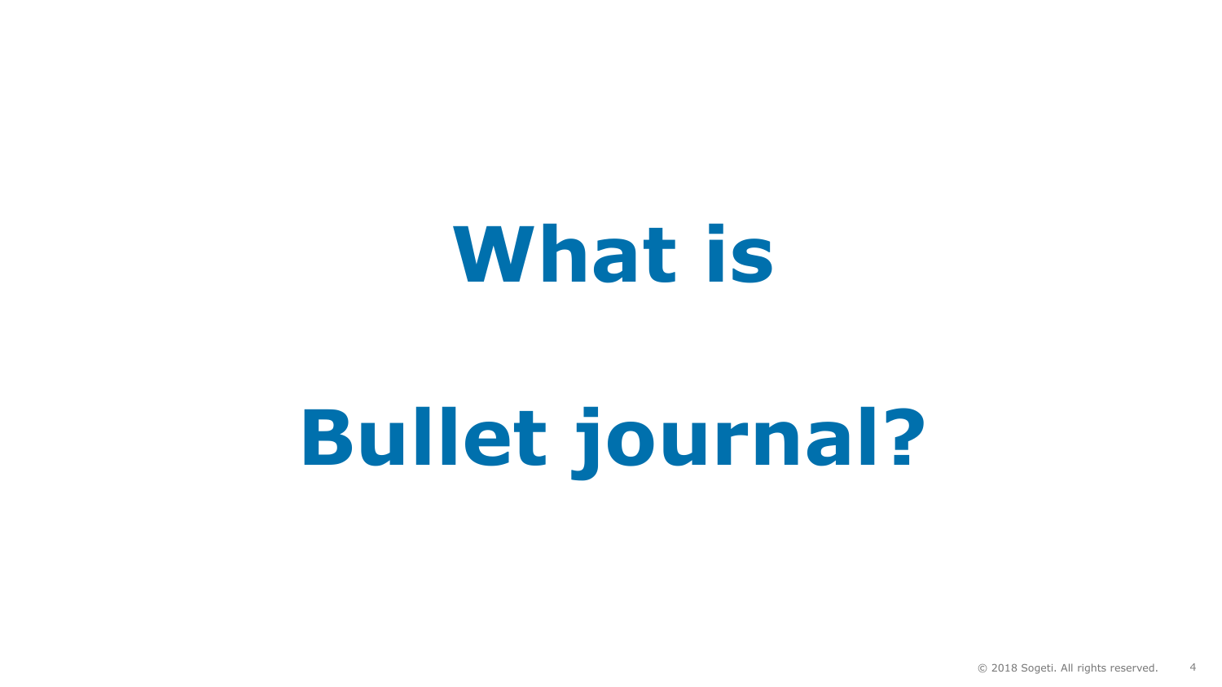# What is

# Bullet journal?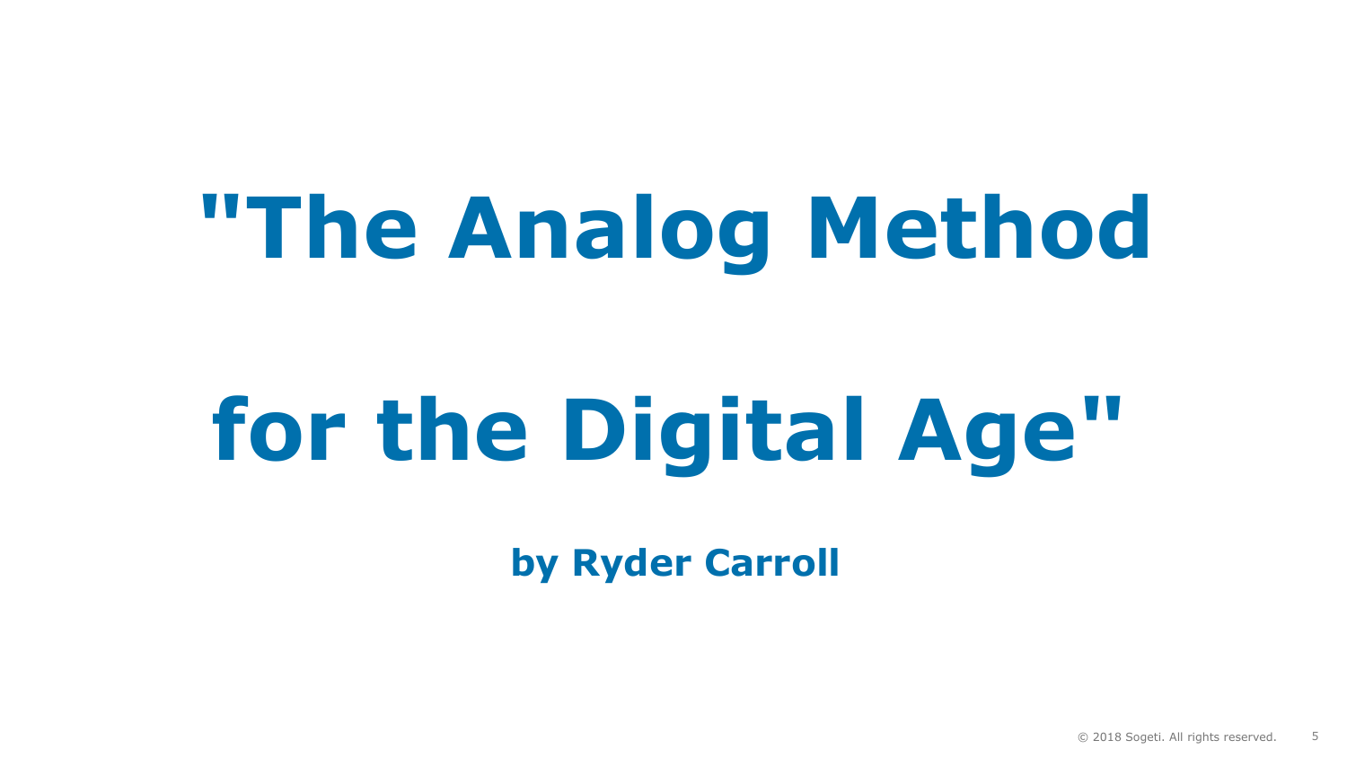# "The Analog Method for the Digital Age"

**by Ryder Carroll**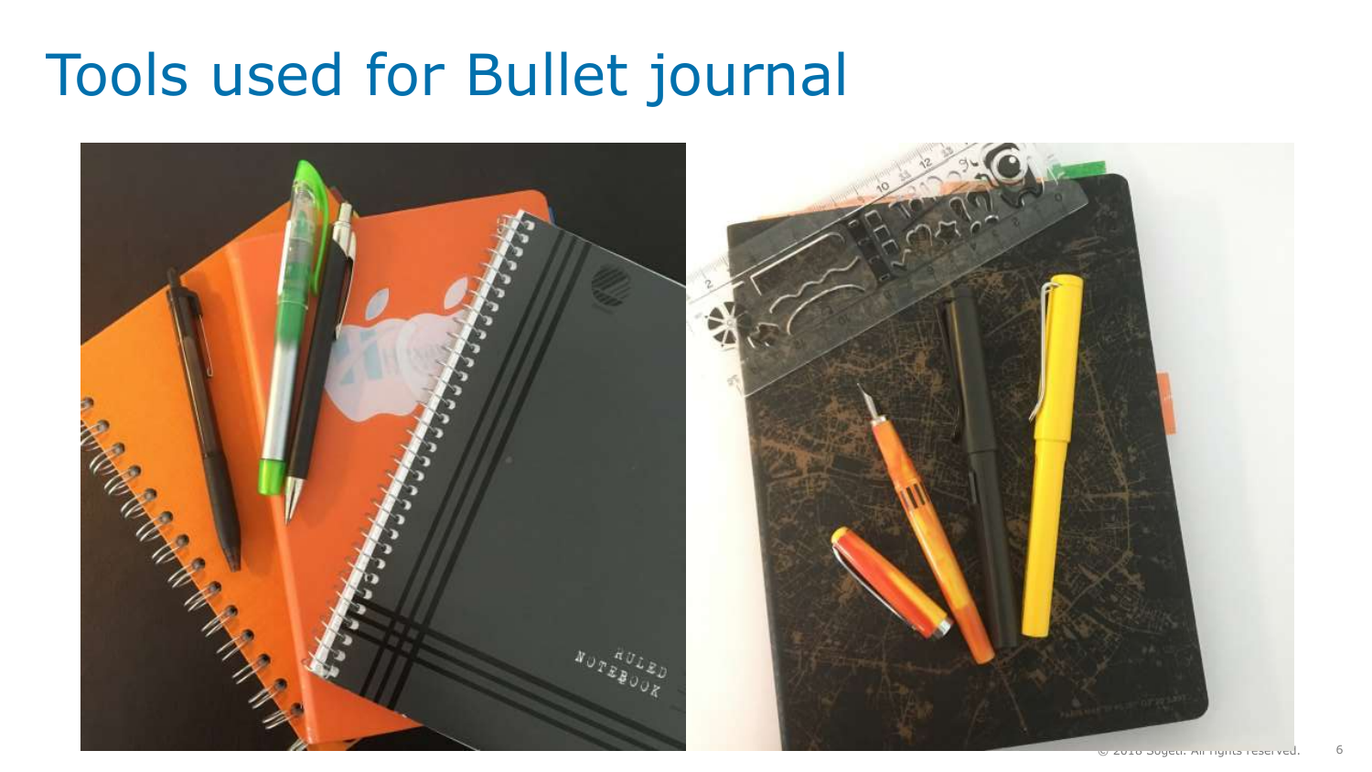# Tools used for Bullet journal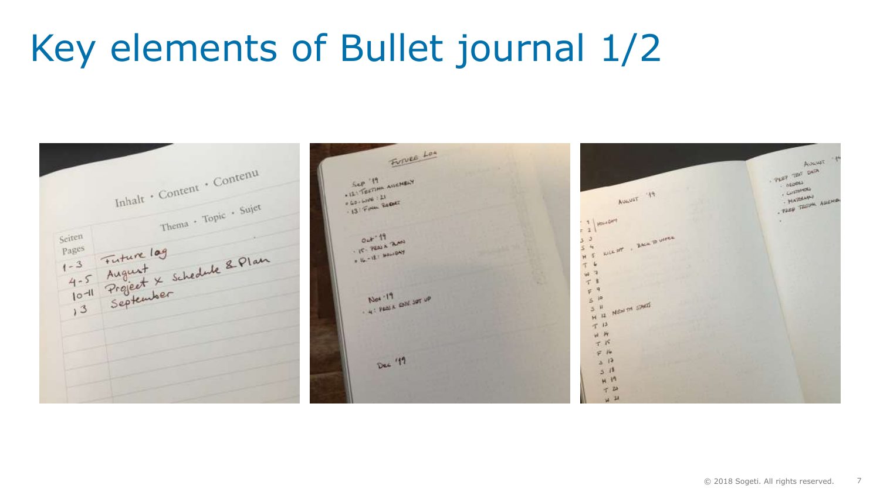# Key elements of Bullet journal 1/2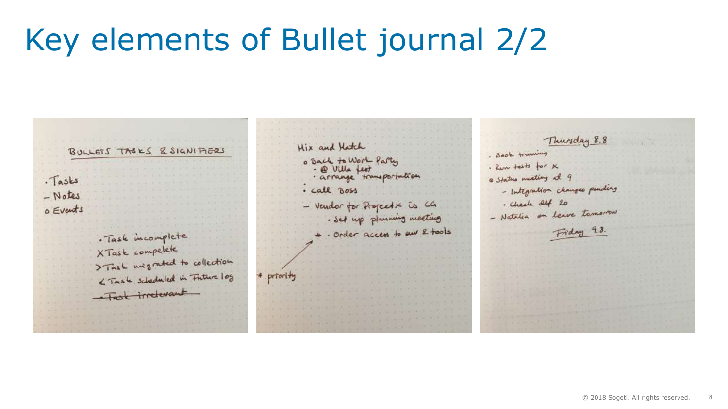# Key elements of Bullet journal 2/2

BULLETS TASKS & SIGNIFIERS

- · Tasks
- – Notes
- o Events

- · Task incomplete
- X Task compelete
- > Task migrated to collection
- < Task scheduled in Future log
- ~~· Task irrelevant~~

Mix and Match

- o Back to Work Party
  - – @ Villa [?]
  - · arrange transportation
- · Call Boss
- – Vendor for Project X is CG
  - · Set up planning meeting
- * · Order access to our [?] tools

\* priority

Thursday 8.8

- · Book training
- · Run tests for X
- o Status meeting at 9
  - – Integration changes pending
  - · Check [?] 20
- – Natalia on leave tomorrow

Friday 9.8.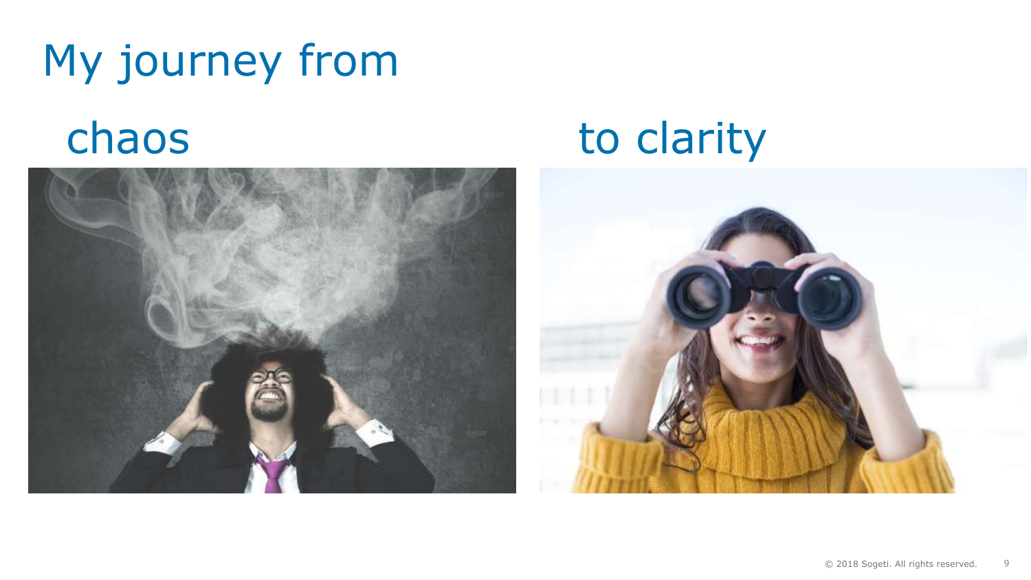# My journey from

chaos

to clarity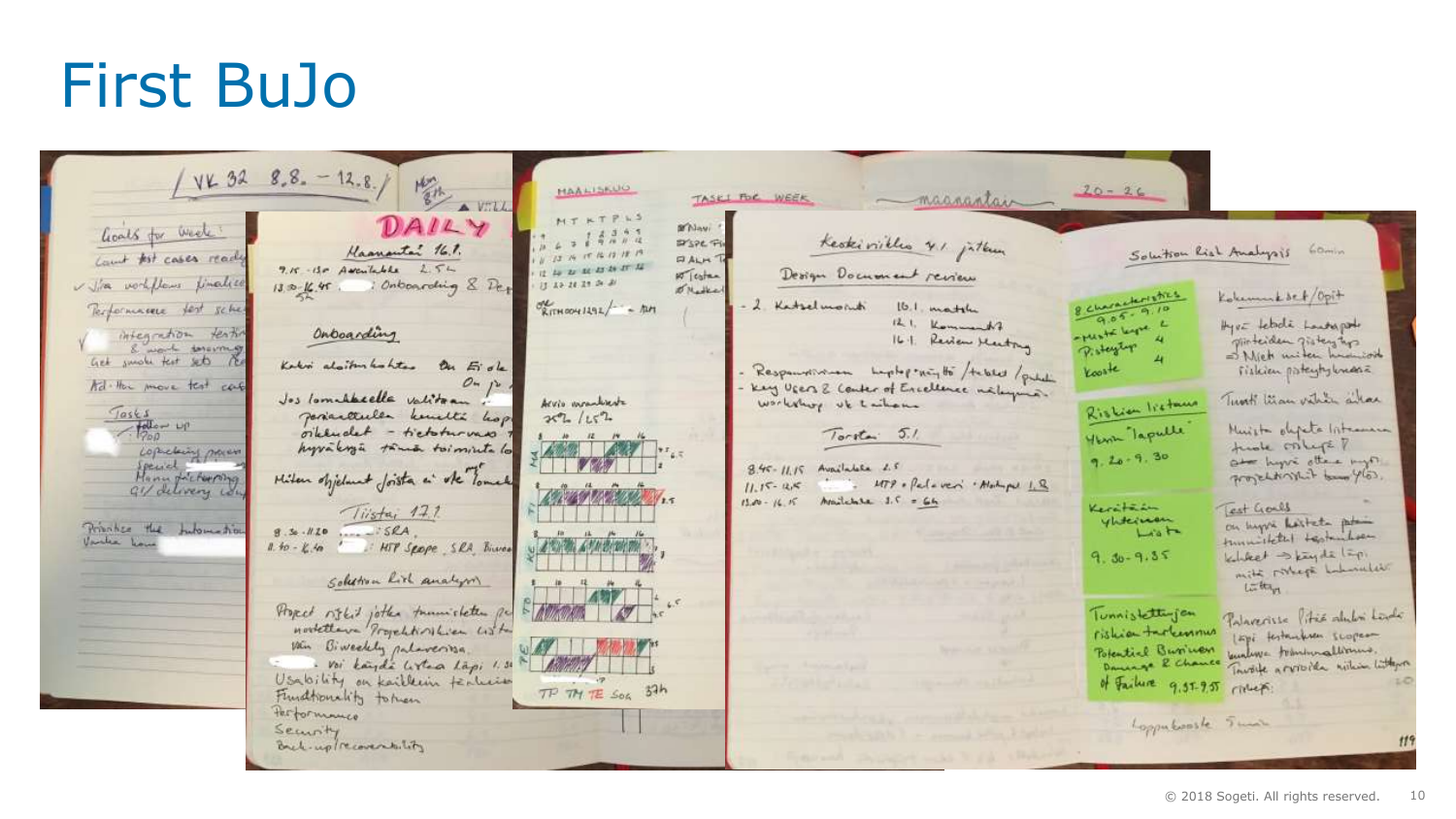# First BuJo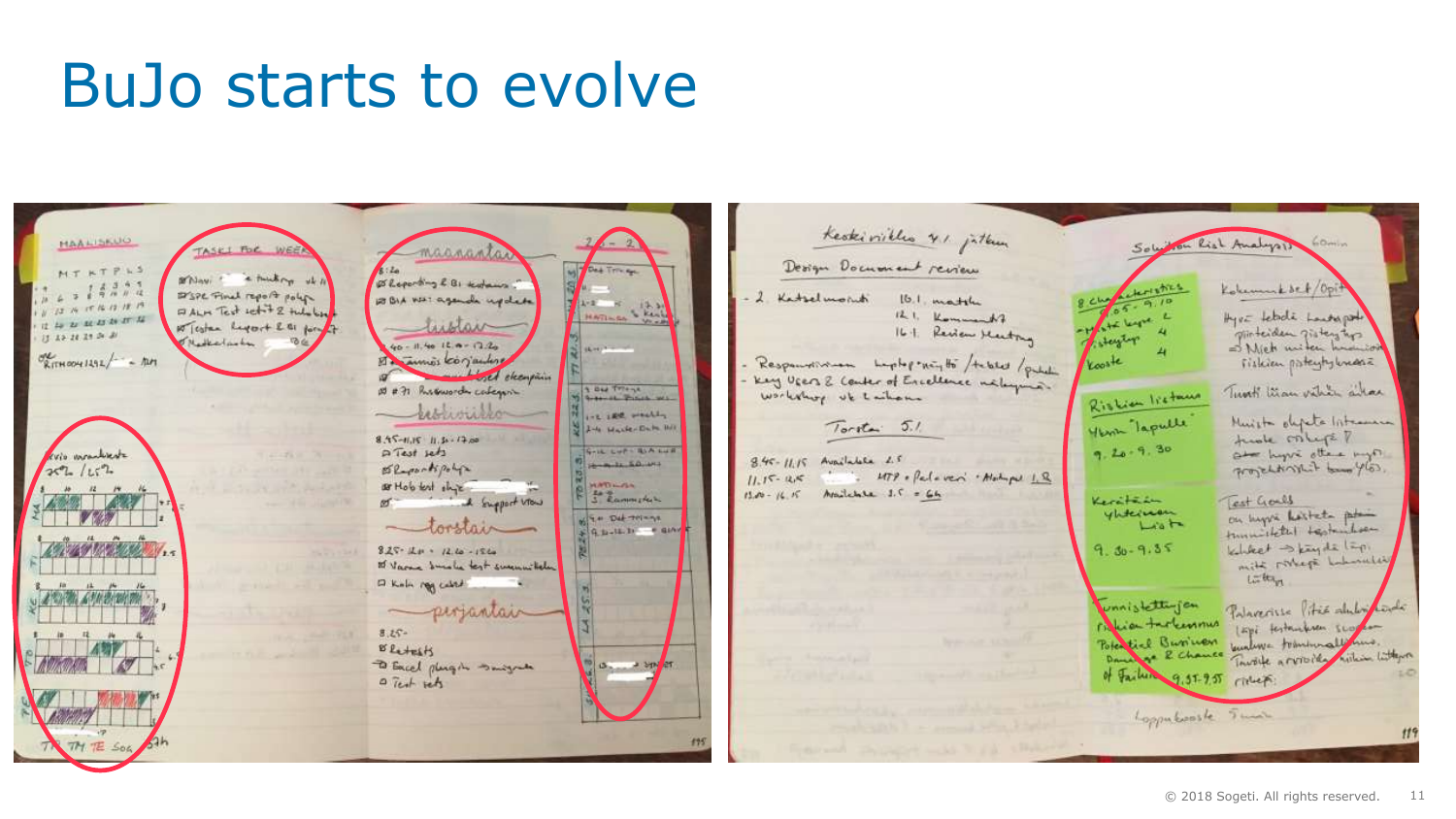# BuJo starts to evolve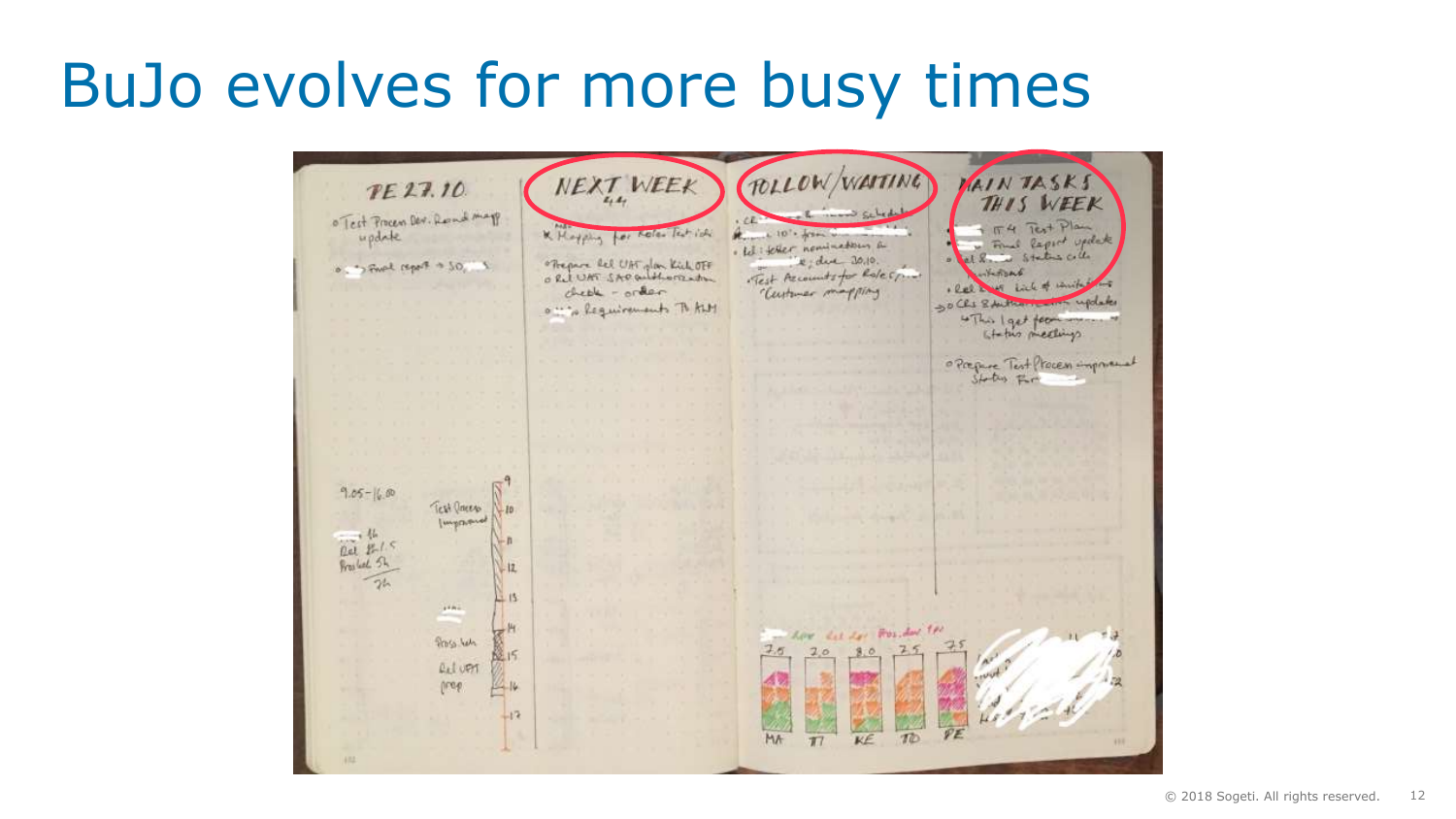# BuJo evolves for more busy times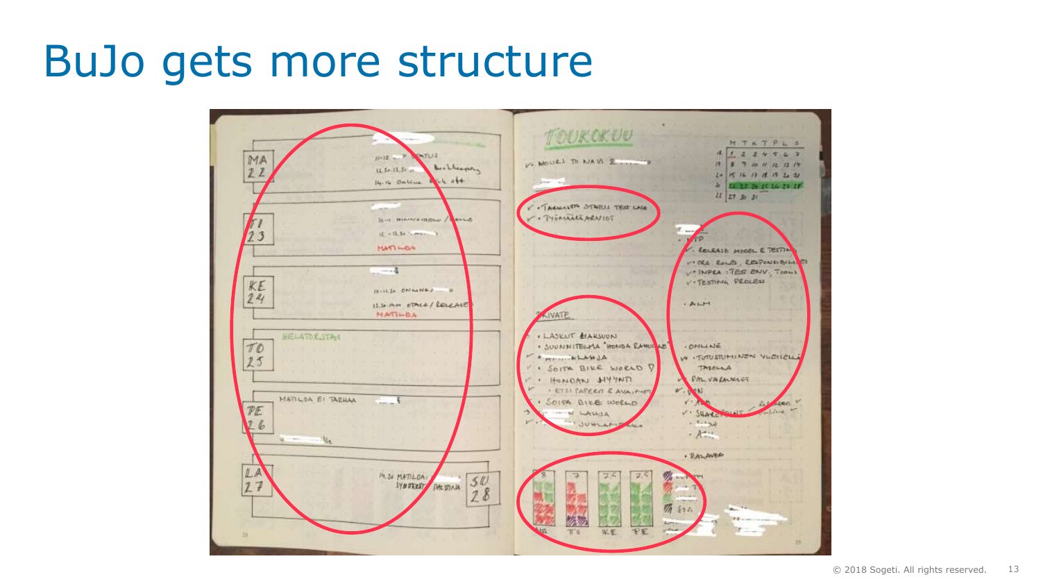# BuJo gets more structure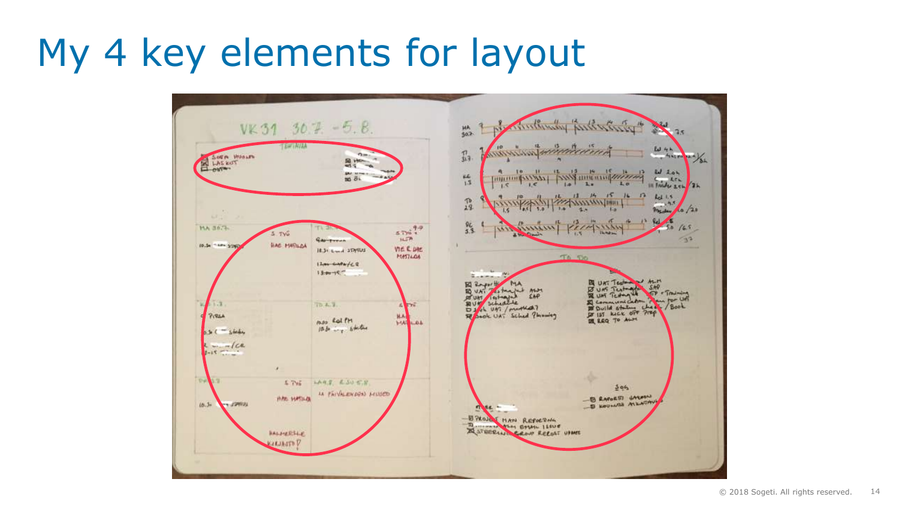# My 4 key elements for layout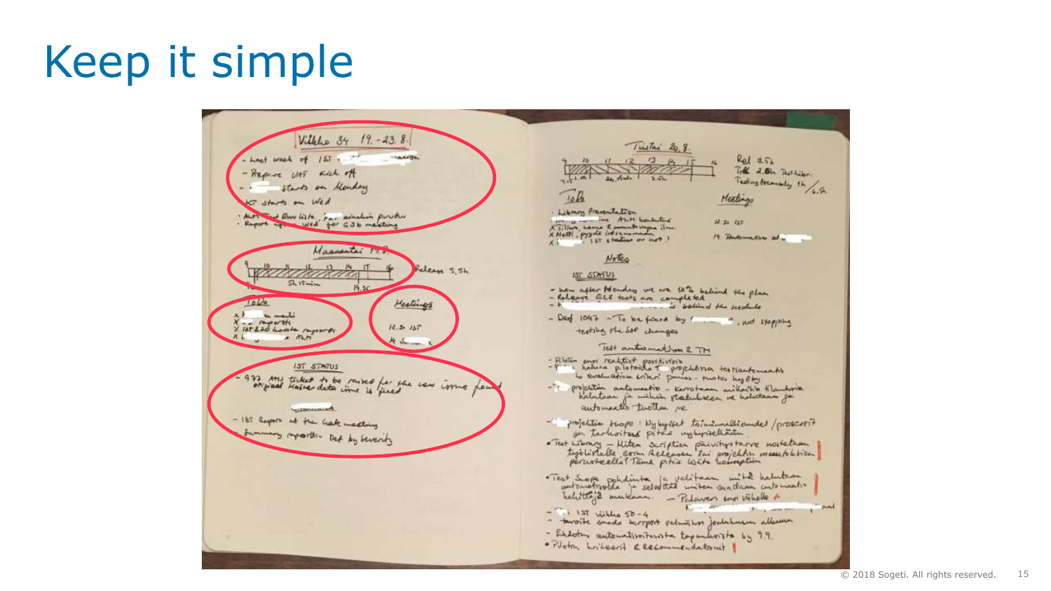# Keep it simple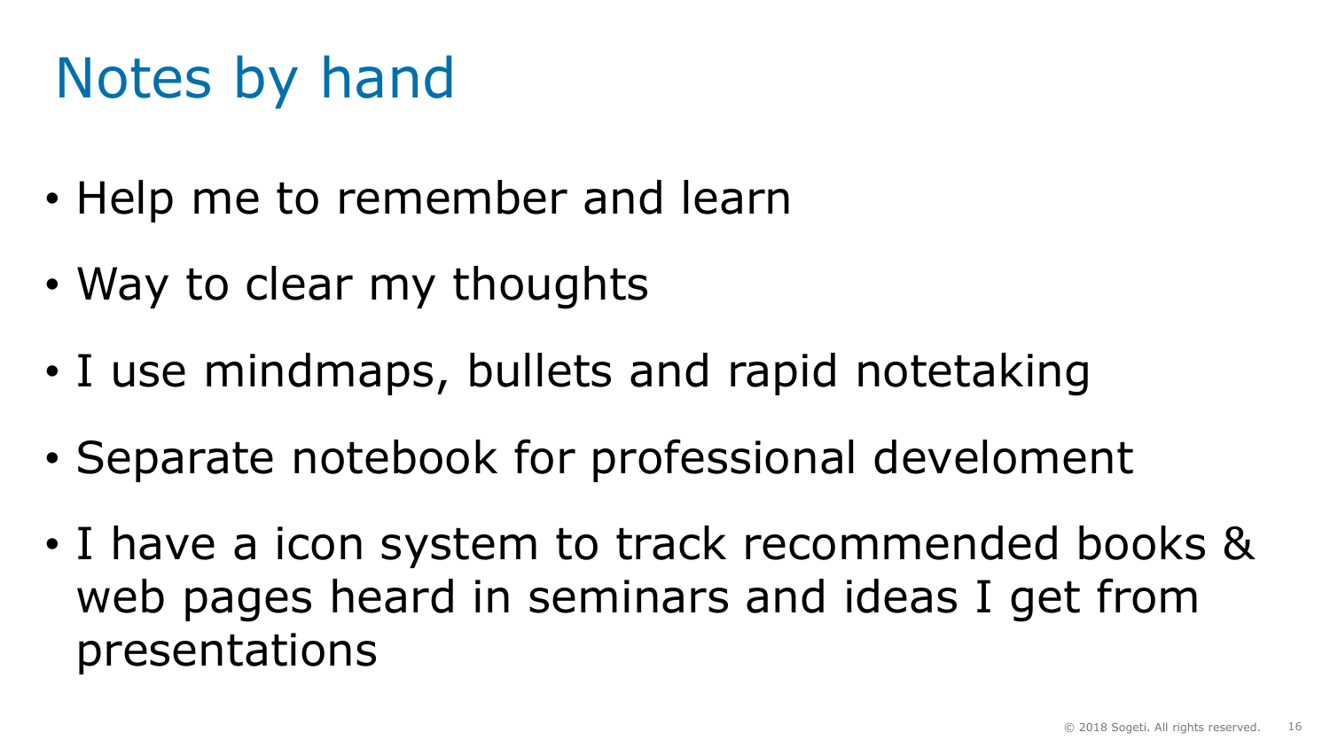# Notes by hand

- Help me to remember and learn
- Way to clear my thoughts
- I use mindmaps, bullets and rapid notetaking
- Separate notebook for professional develoment
- I have a icon system to track recommended books & web pages heard in seminars and ideas I get from presentations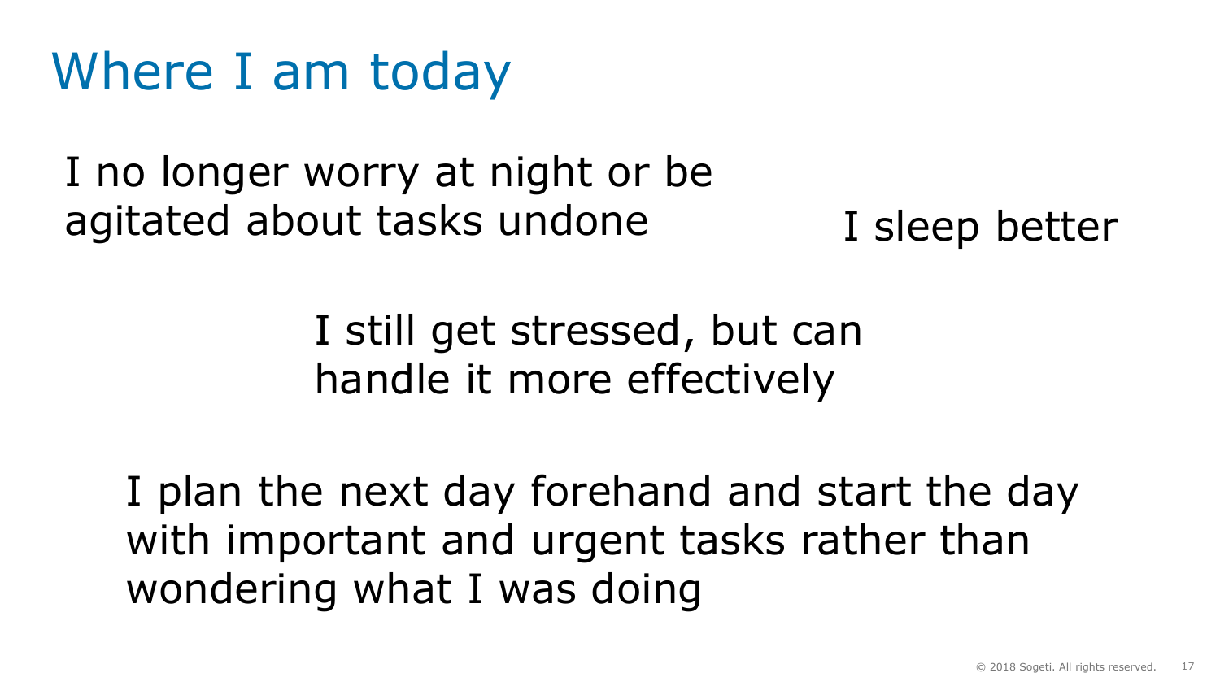# Where I am today

I no longer worry at night or be agitated about tasks undone

I sleep better

I still get stressed, but can handle it more effectively

I plan the next day forehand and start the day with important and urgent tasks rather than wondering what I was doing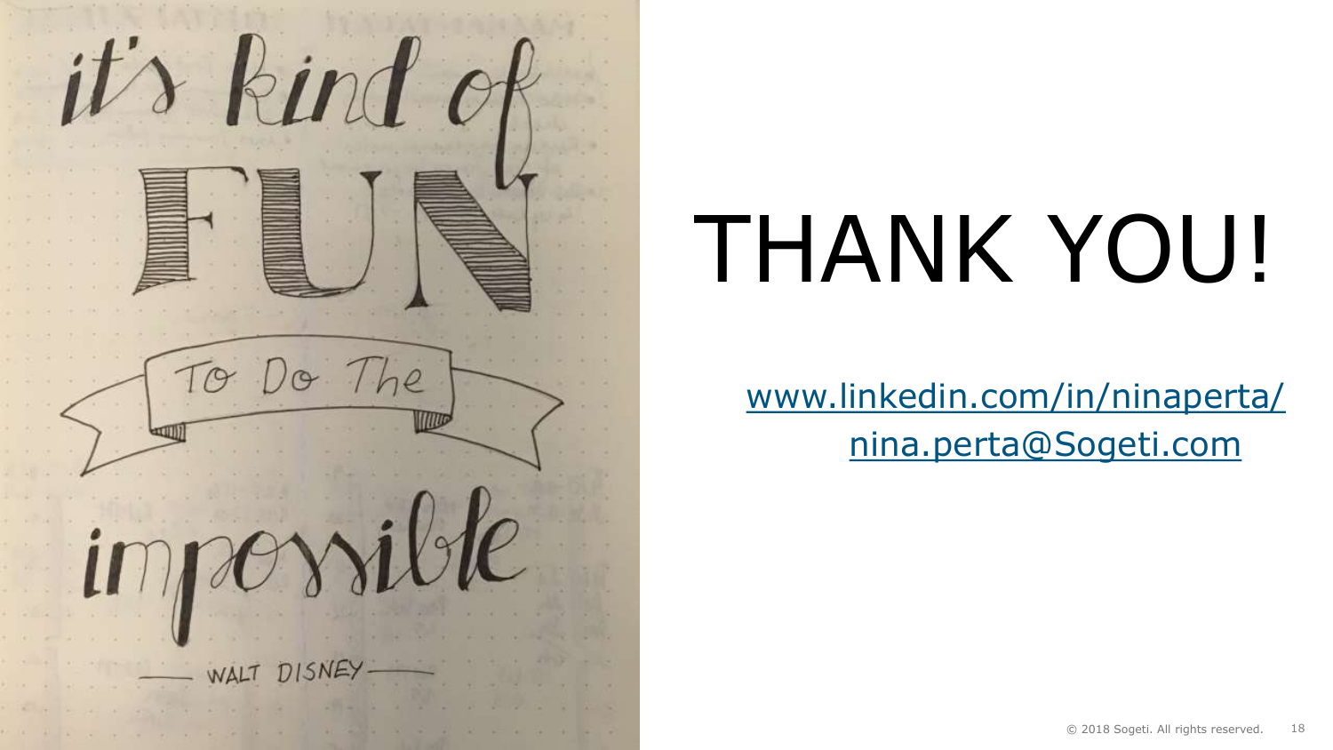it's kind of

FUN

To Do The

impossible

— WALT DISNEY —

# THANK YOU!

www.linkedin.com/in/ninaperta/

nina.perta@Sogeti.com

© 2018 Sogeti. All rights reserved.